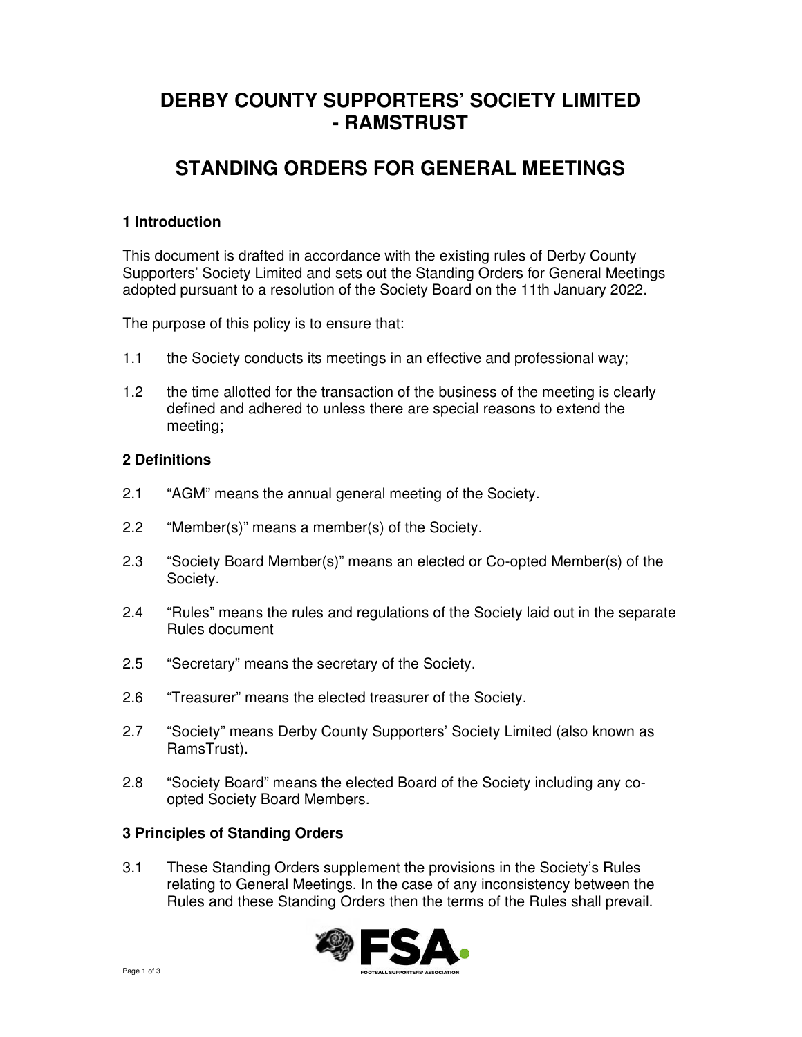# DERBY COUNTY SUPPORTERS' SOCIETY LIMITED - RAMSTRUST

# STANDING ORDERS FOR GENERAL MEETINGS

### 1 Introduction

This document is drafted in accordance with the existing rules of Derby County Supporters' Society Limited and sets out the Standing Orders for General Meetings adopted pursuant to a resolution of the Society Board on the 11th January 2022.

The purpose of this policy is to ensure that:

1.1 the Society conducts its meetings in an effective and professional way;

1.2 the time allotted for the transaction of the business of the meeting is clearly defined and adhered to unless there are special reasons to extend the meeting;

### 2 Definitions

2.1 "AGM" means the annual general meeting of the Society.

2.2 "Member(s)" means a member(s) of the Society.

2.3 "Society Board Member(s)" means an elected or Co-opted Member(s) of the Society.

2.4 "Rules" means the rules and regulations of the Society laid out in the separate Rules document

2.5 "Secretary" means the secretary of the Society.

2.6 "Treasurer" means the elected treasurer of the Society.

2.7 "Society" means Derby County Supporters' Society Limited (also known as RamsTrust).

2.8 "Society Board" means the elected Board of the Society including any co-opted Society Board Members.

### 3 Principles of Standing Orders

3.1 These Standing Orders supplement the provisions in the Society's Rules relating to General Meetings. In the case of any inconsistency between the Rules and these Standing Orders then the terms of the Rules shall prevail.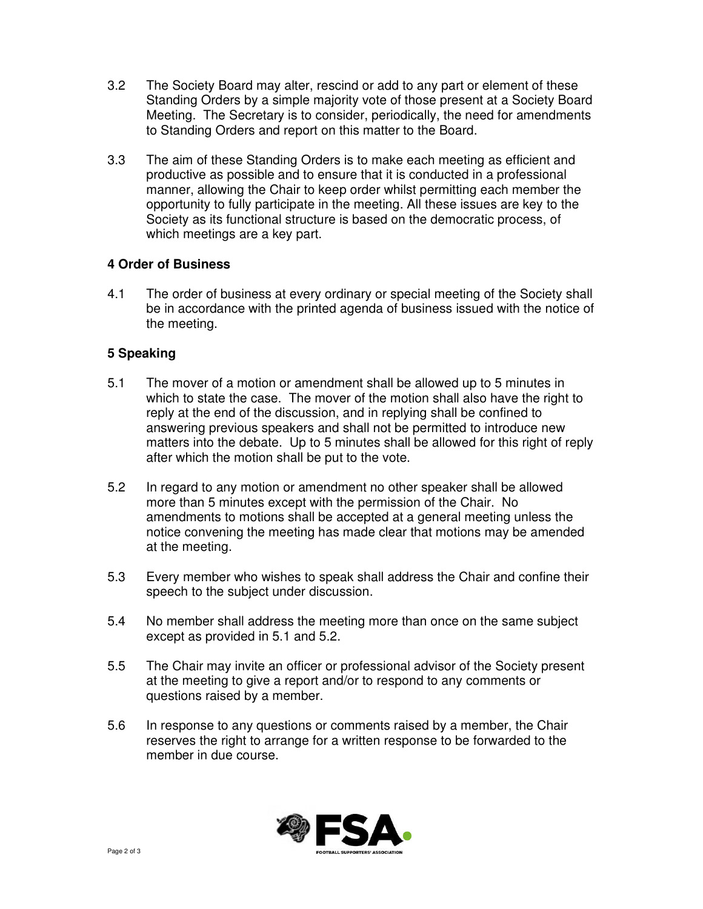3.2 The Society Board may alter, rescind or add to any part or element of these Standing Orders by a simple majority vote of those present at a Society Board Meeting. The Secretary is to consider, periodically, the need for amendments to Standing Orders and report on this matter to the Board.

3.3 The aim of these Standing Orders is to make each meeting as efficient and productive as possible and to ensure that it is conducted in a professional manner, allowing the Chair to keep order whilst permitting each member the opportunity to fully participate in the meeting. All these issues are key to the Society as its functional structure is based on the democratic process, of which meetings are a key part.

## 4 Order of Business

4.1 The order of business at every ordinary or special meeting of the Society shall be in accordance with the printed agenda of business issued with the notice of the meeting.

## 5 Speaking

5.1 The mover of a motion or amendment shall be allowed up to 5 minutes in which to state the case. The mover of the motion shall also have the right to reply at the end of the discussion, and in replying shall be confined to answering previous speakers and shall not be permitted to introduce new matters into the debate. Up to 5 minutes shall be allowed for this right of reply after which the motion shall be put to the vote.

5.2 In regard to any motion or amendment no other speaker shall be allowed more than 5 minutes except with the permission of the Chair. No amendments to motions shall be accepted at a general meeting unless the notice convening the meeting has made clear that motions may be amended at the meeting.

5.3 Every member who wishes to speak shall address the Chair and confine their speech to the subject under discussion.

5.4 No member shall address the meeting more than once on the same subject except as provided in 5.1 and 5.2.

5.5 The Chair may invite an officer or professional advisor of the Society present at the meeting to give a report and/or to respond to any comments or questions raised by a member.

5.6 In response to any questions or comments raised by a member, the Chair reserves the right to arrange for a written response to be forwarded to the member in due course.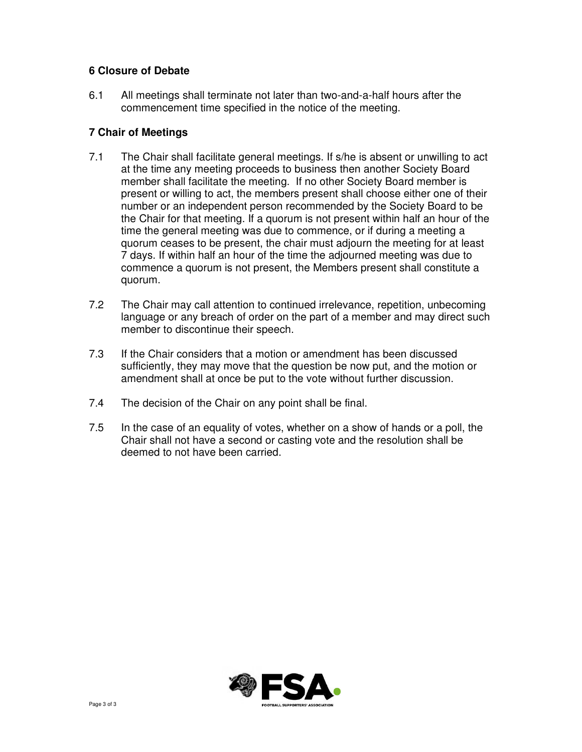## 6 Closure of Debate

6.1 All meetings shall terminate not later than two-and-a-half hours after the commencement time specified in the notice of the meeting.

## 7 Chair of Meetings

7.1 The Chair shall facilitate general meetings. If s/he is absent or unwilling to act at the time any meeting proceeds to business then another Society Board member shall facilitate the meeting. If no other Society Board member is present or willing to act, the members present shall choose either one of their number or an independent person recommended by the Society Board to be the Chair for that meeting. If a quorum is not present within half an hour of the time the general meeting was due to commence, or if during a meeting a quorum ceases to be present, the chair must adjourn the meeting for at least 7 days. If within half an hour of the time the adjourned meeting was due to commence a quorum is not present, the Members present shall constitute a quorum.

7.2 The Chair may call attention to continued irrelevance, repetition, unbecoming language or any breach of order on the part of a member and may direct such member to discontinue their speech.

7.3 If the Chair considers that a motion or amendment has been discussed sufficiently, they may move that the question be now put, and the motion or amendment shall at once be put to the vote without further discussion.

7.4 The decision of the Chair on any point shall be final.

7.5 In the case of an equality of votes, whether on a show of hands or a poll, the Chair shall not have a second or casting vote and the resolution shall be deemed to not have been carried.